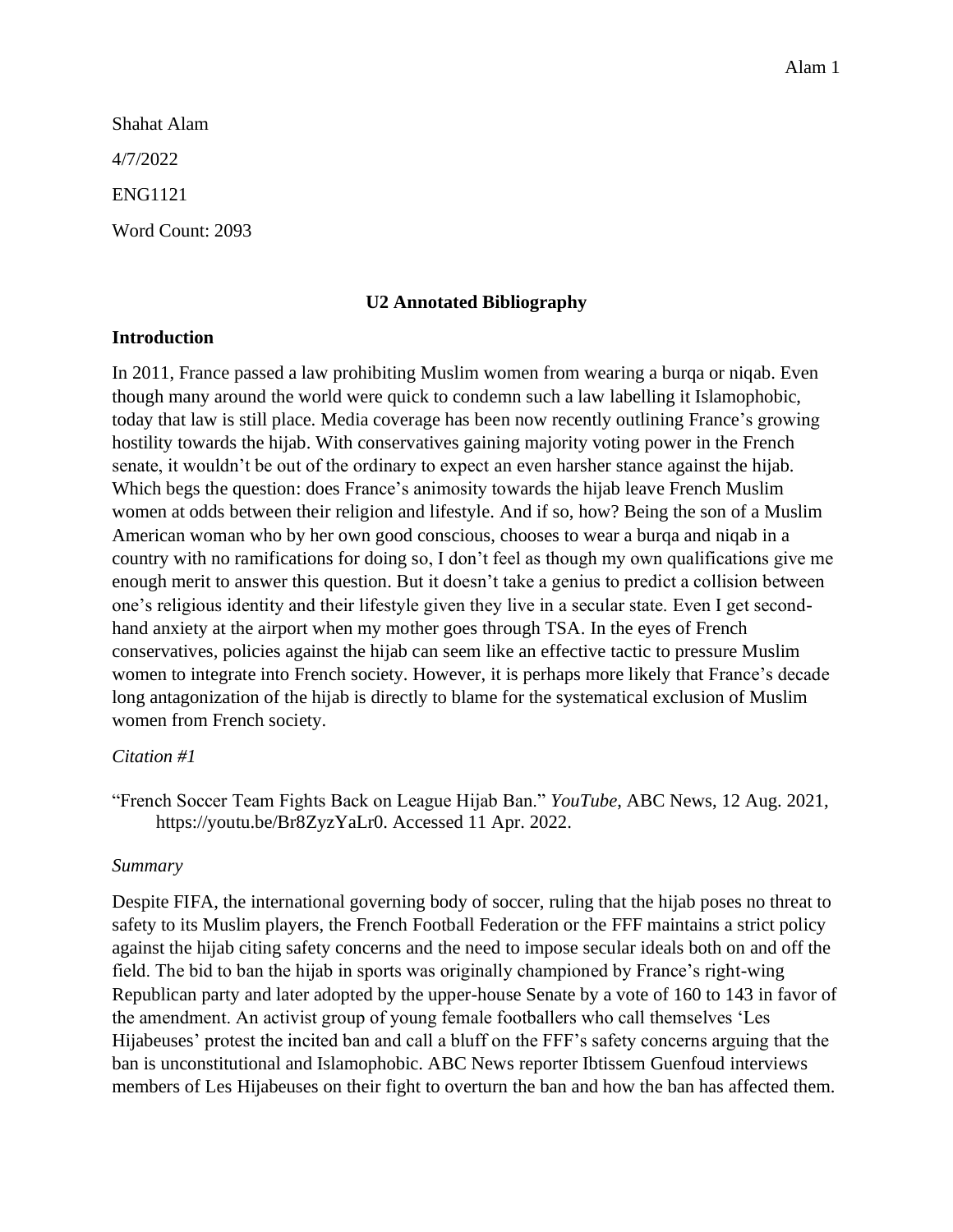Shahat Alam

4/7/2022

ENG1121

Word Count: 2093

## U2 Annotated Bibliography

### Introduction

In 2011, France passed a law prohibiting Muslim women from wearing a burqa or niqab. Even though many around the world were quick to condemn such a law labelling it Islamophobic, today that law is still place. Media coverage has been now recently outlining France's growing hostility towards the hijab. With conservatives gaining majority voting power in the French senate, it wouldn't be out of the ordinary to expect an even harsher stance against the hijab. Which begs the question: does France's animosity towards the hijab leave French Muslim women at odds between their religion and lifestyle. And if so, how? Being the son of a Muslim American woman who by her own good conscious, chooses to wear a burqa and niqab in a country with no ramifications for doing so, I don't feel as though my own qualifications give me enough merit to answer this question. But it doesn't take a genius to predict a collision between one's religious identity and their lifestyle given they live in a secular state. Even I get second-hand anxiety at the airport when my mother goes through TSA. In the eyes of French conservatives, policies against the hijab can seem like an effective tactic to pressure Muslim women to integrate into French society. However, it is perhaps more likely that France's decade long antagonization of the hijab is directly to blame for the systematical exclusion of Muslim women from French society.

*Citation #1*

"French Soccer Team Fights Back on League Hijab Ban." *YouTube*, ABC News, 12 Aug. 2021, https://youtu.be/Br8ZyzYaLr0. Accessed 11 Apr. 2022.

*Summary*

Despite FIFA, the international governing body of soccer, ruling that the hijab poses no threat to safety to its Muslim players, the French Football Federation or the FFF maintains a strict policy against the hijab citing safety concerns and the need to impose secular ideals both on and off the field. The bid to ban the hijab in sports was originally championed by France's right-wing Republican party and later adopted by the upper-house Senate by a vote of 160 to 143 in favor of the amendment. An activist group of young female footballers who call themselves 'Les Hijabeuses' protest the incited ban and call a bluff on the FFF's safety concerns arguing that the ban is unconstitutional and Islamophobic. ABC News reporter Ibtissem Guenfoud interviews members of Les Hijabeuses on their fight to overturn the ban and how the ban has affected them.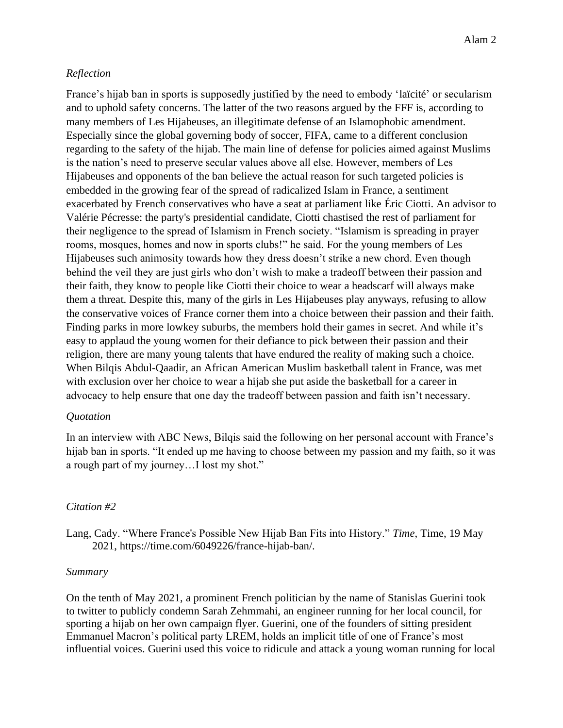*Reflection*

France's hijab ban in sports is supposedly justified by the need to embody 'laïcité' or secularism and to uphold safety concerns. The latter of the two reasons argued by the FFF is, according to many members of Les Hijabeuses, an illegitimate defense of an Islamophobic amendment. Especially since the global governing body of soccer, FIFA, came to a different conclusion regarding to the safety of the hijab. The main line of defense for policies aimed against Muslims is the nation's need to preserve secular values above all else. However, members of Les Hijabeuses and opponents of the ban believe the actual reason for such targeted policies is embedded in the growing fear of the spread of radicalized Islam in France, a sentiment exacerbated by French conservatives who have a seat at parliament like Éric Ciotti. An advisor to Valérie Pécresse: the party's presidential candidate, Ciotti chastised the rest of parliament for their negligence to the spread of Islamism in French society. "Islamism is spreading in prayer rooms, mosques, homes and now in sports clubs!" he said. For the young members of Les Hijabeuses such animosity towards how they dress doesn't strike a new chord. Even though behind the veil they are just girls who don't wish to make a tradeoff between their passion and their faith, they know to people like Ciotti their choice to wear a headscarf will always make them a threat. Despite this, many of the girls in Les Hijabeuses play anyways, refusing to allow the conservative voices of France corner them into a choice between their passion and their faith. Finding parks in more lowkey suburbs, the members hold their games in secret. And while it's easy to applaud the young women for their defiance to pick between their passion and their religion, there are many young talents that have endured the reality of making such a choice. When Bilqis Abdul-Qaadir, an African American Muslim basketball talent in France, was met with exclusion over her choice to wear a hijab she put aside the basketball for a career in advocacy to help ensure that one day the tradeoff between passion and faith isn't necessary.

*Quotation*

In an interview with ABC News, Bilqis said the following on her personal account with France's hijab ban in sports. "It ended up me having to choose between my passion and my faith, so it was a rough part of my journey…I lost my shot."

*Citation #2*

Lang, Cady. "Where France's Possible New Hijab Ban Fits into History." *Time*, Time, 19 May 2021, https://time.com/6049226/france-hijab-ban/.

*Summary*

On the tenth of May 2021, a prominent French politician by the name of Stanislas Guerini took to twitter to publicly condemn Sarah Zehmmahi, an engineer running for her local council, for sporting a hijab on her own campaign flyer. Guerini, one of the founders of sitting president Emmanuel Macron's political party LREM, holds an implicit title of one of France's most influential voices. Guerini used this voice to ridicule and attack a young woman running for local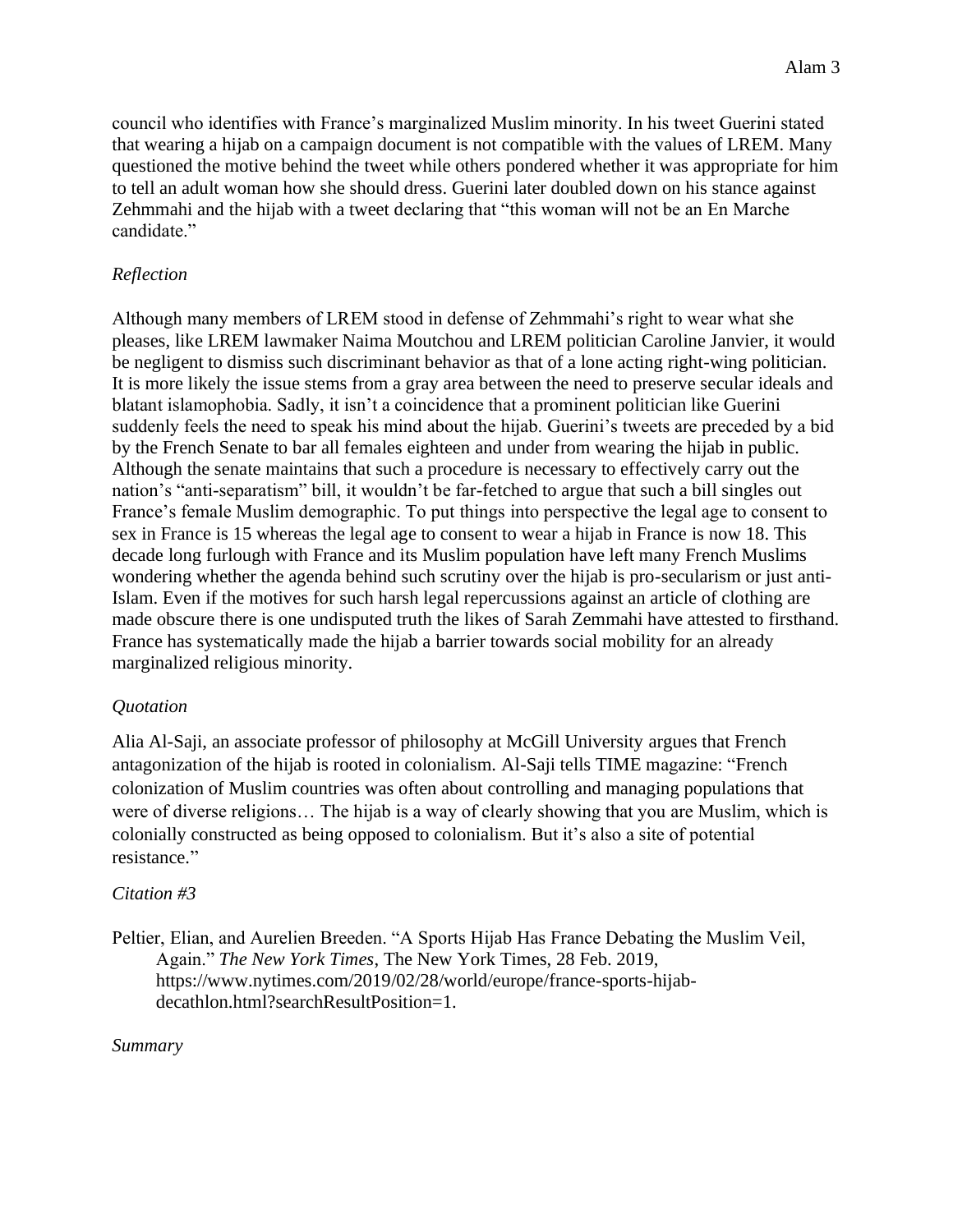council who identifies with France's marginalized Muslim minority. In his tweet Guerini stated that wearing a hijab on a campaign document is not compatible with the values of LREM. Many questioned the motive behind the tweet while others pondered whether it was appropriate for him to tell an adult woman how she should dress. Guerini later doubled down on his stance against Zehmmahi and the hijab with a tweet declaring that "this woman will not be an En Marche candidate."

*Reflection*

Although many members of LREM stood in defense of Zehmmahi's right to wear what she pleases, like LREM lawmaker Naima Moutchou and LREM politician Caroline Janvier, it would be negligent to dismiss such discriminant behavior as that of a lone acting right-wing politician. It is more likely the issue stems from a gray area between the need to preserve secular ideals and blatant islamophobia. Sadly, it isn't a coincidence that a prominent politician like Guerini suddenly feels the need to speak his mind about the hijab. Guerini's tweets are preceded by a bid by the French Senate to bar all females eighteen and under from wearing the hijab in public. Although the senate maintains that such a procedure is necessary to effectively carry out the nation's "anti-separatism" bill, it wouldn't be far-fetched to argue that such a bill singles out France's female Muslim demographic. To put things into perspective the legal age to consent to sex in France is 15 whereas the legal age to consent to wear a hijab in France is now 18. This decade long furlough with France and its Muslim population have left many French Muslims wondering whether the agenda behind such scrutiny over the hijab is pro-secularism or just anti-Islam. Even if the motives for such harsh legal repercussions against an article of clothing are made obscure there is one undisputed truth the likes of Sarah Zemmahi have attested to firsthand. France has systematically made the hijab a barrier towards social mobility for an already marginalized religious minority.

*Quotation*

Alia Al-Saji, an associate professor of philosophy at McGill University argues that French antagonization of the hijab is rooted in colonialism. Al-Saji tells TIME magazine: "French colonization of Muslim countries was often about controlling and managing populations that were of diverse religions… The hijab is a way of clearly showing that you are Muslim, which is colonially constructed as being opposed to colonialism. But it's also a site of potential resistance."

*Citation #3*

Peltier, Elian, and Aurelien Breeden. "A Sports Hijab Has France Debating the Muslim Veil, Again." *The New York Times*, The New York Times, 28 Feb. 2019, https://www.nytimes.com/2019/02/28/world/europe/france-sports-hijab-decathlon.html?searchResultPosition=1.

*Summary*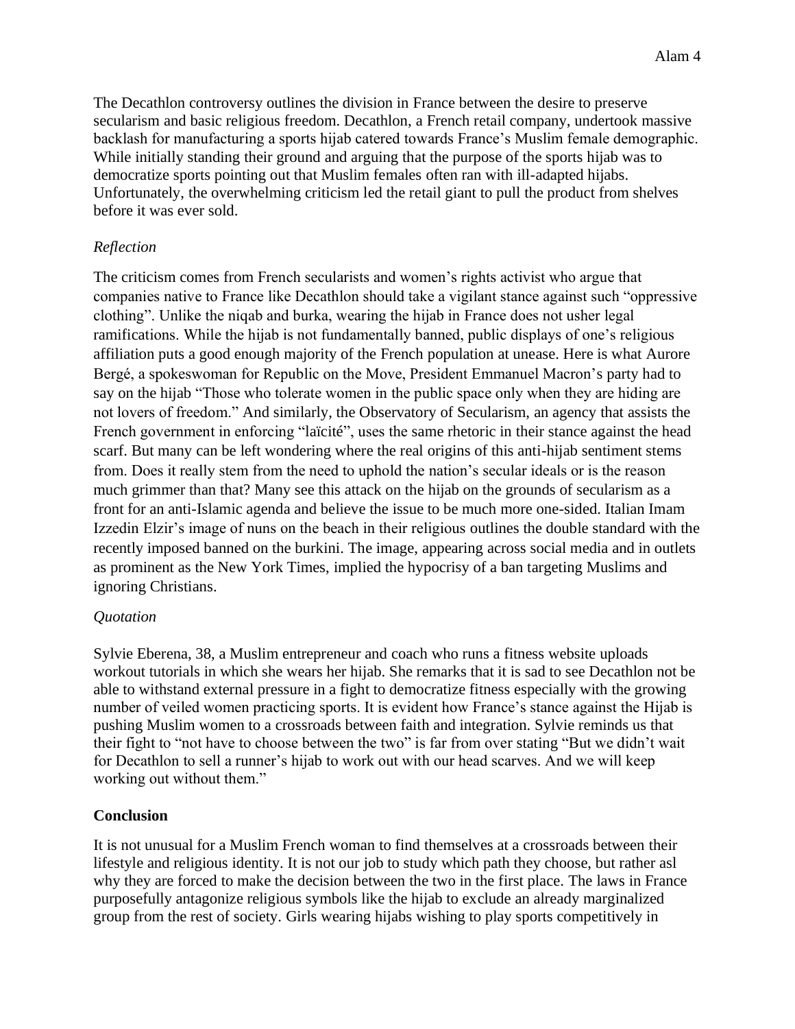The Decathlon controversy outlines the division in France between the desire to preserve secularism and basic religious freedom. Decathlon, a French retail company, undertook massive backlash for manufacturing a sports hijab catered towards France's Muslim female demographic. While initially standing their ground and arguing that the purpose of the sports hijab was to democratize sports pointing out that Muslim females often ran with ill-adapted hijabs. Unfortunately, the overwhelming criticism led the retail giant to pull the product from shelves before it was ever sold.

*Reflection*

The criticism comes from French secularists and women's rights activist who argue that companies native to France like Decathlon should take a vigilant stance against such "oppressive clothing". Unlike the niqab and burka, wearing the hijab in France does not usher legal ramifications. While the hijab is not fundamentally banned, public displays of one's religious affiliation puts a good enough majority of the French population at unease. Here is what Aurore Bergé, a spokeswoman for Republic on the Move, President Emmanuel Macron's party had to say on the hijab "Those who tolerate women in the public space only when they are hiding are not lovers of freedom." And similarly, the Observatory of Secularism, an agency that assists the French government in enforcing "laïcité", uses the same rhetoric in their stance against the head scarf. But many can be left wondering where the real origins of this anti-hijab sentiment stems from. Does it really stem from the need to uphold the nation's secular ideals or is the reason much grimmer than that? Many see this attack on the hijab on the grounds of secularism as a front for an anti-Islamic agenda and believe the issue to be much more one-sided. Italian Imam Izzedin Elzir's image of nuns on the beach in their religious outlines the double standard with the recently imposed banned on the burkini. The image, appearing across social media and in outlets as prominent as the New York Times, implied the hypocrisy of a ban targeting Muslims and ignoring Christians.

*Quotation*

Sylvie Eberena, 38, a Muslim entrepreneur and coach who runs a fitness website uploads workout tutorials in which she wears her hijab. She remarks that it is sad to see Decathlon not be able to withstand external pressure in a fight to democratize fitness especially with the growing number of veiled women practicing sports. It is evident how France's stance against the Hijab is pushing Muslim women to a crossroads between faith and integration. Sylvie reminds us that their fight to "not have to choose between the two" is far from over stating "But we didn't wait for Decathlon to sell a runner's hijab to work out with our head scarves. And we will keep working out without them."

**Conclusion**

It is not unusual for a Muslim French woman to find themselves at a crossroads between their lifestyle and religious identity. It is not our job to study which path they choose, but rather asl why they are forced to make the decision between the two in the first place. The laws in France purposefully antagonize religious symbols like the hijab to exclude an already marginalized group from the rest of society. Girls wearing hijabs wishing to play sports competitively in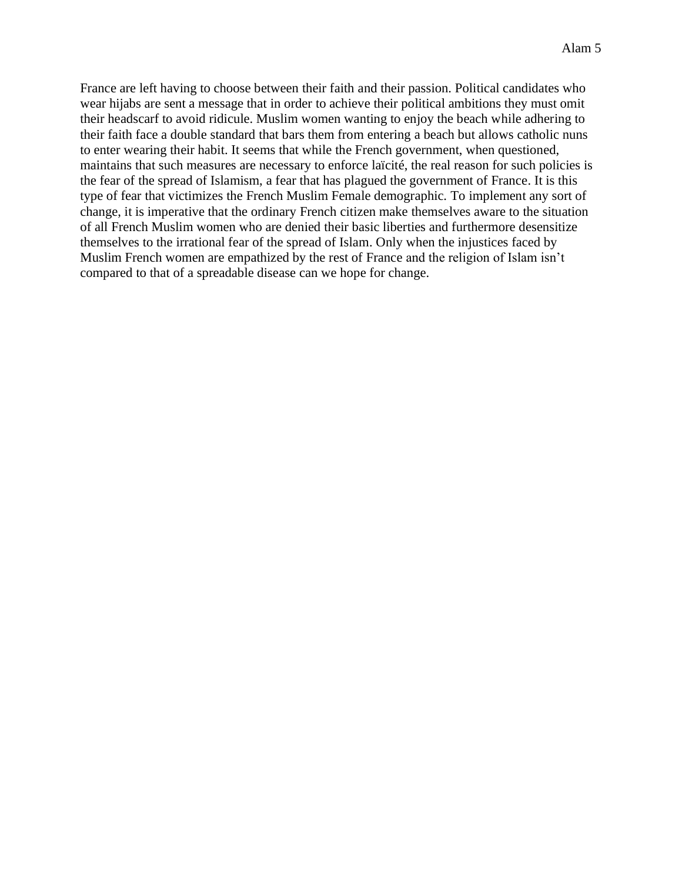France are left having to choose between their faith and their passion. Political candidates who wear hijabs are sent a message that in order to achieve their political ambitions they must omit their headscarf to avoid ridicule. Muslim women wanting to enjoy the beach while adhering to their faith face a double standard that bars them from entering a beach but allows catholic nuns to enter wearing their habit. It seems that while the French government, when questioned, maintains that such measures are necessary to enforce laïcité, the real reason for such policies is the fear of the spread of Islamism, a fear that has plagued the government of France. It is this type of fear that victimizes the French Muslim Female demographic. To implement any sort of change, it is imperative that the ordinary French citizen make themselves aware to the situation of all French Muslim women who are denied their basic liberties and furthermore desensitize themselves to the irrational fear of the spread of Islam. Only when the injustices faced by Muslim French women are empathized by the rest of France and the religion of Islam isn't compared to that of a spreadable disease can we hope for change.